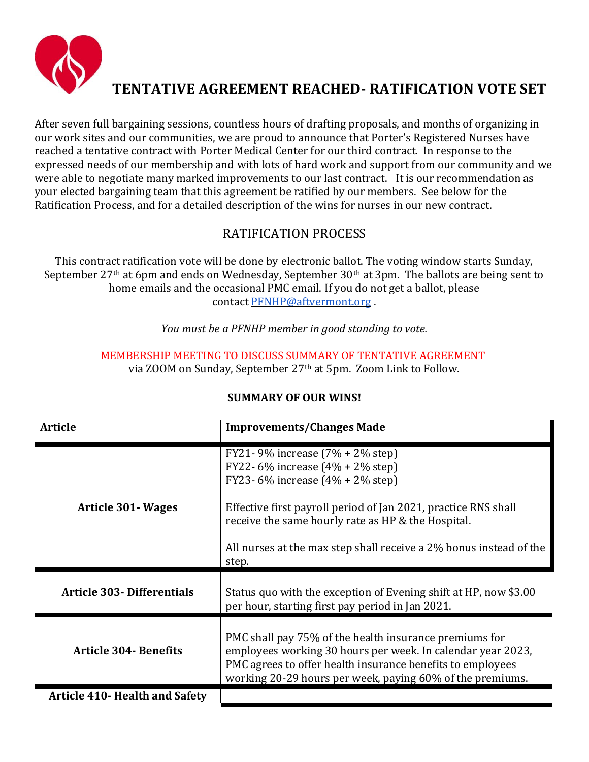# TENTATIVE AGREEMENT REACHED- RATIFICATION VOTE SET

After seven full bargaining sessions, countless hours of drafting proposals, and months of organizing in our work sites and our communities, we are proud to announce that Porter's Registered Nurses have reached a tentative contract with Porter Medical Center for our third contract. In response to the expressed needs of our membership and with lots of hard work and support from our community and we were able to negotiate many marked improvements to our last contract. It is our recommendation as your elected bargaining team that this agreement be ratified by our members. See below for the Ratification Process, and for a detailed description of the wins for nurses in our new contract.

## RATIFICATION PROCESS

This contract ratification vote will be done by electronic ballot. The voting window starts Sunday, September 27th at 6pm and ends on Wednesday, September 30th at 3pm. The ballots are being sent to home emails and the occasional PMC email. If you do not get a ballot, please contact PFNHP@aftvermont.org .

*You must be a PFNHP member in good standing to vote.*

MEMBERSHIP MEETING TO DISCUSS SUMMARY OF TENTATIVE AGREEMENT
via ZOOM on Sunday, September 27th at 5pm. Zoom Link to Follow.

**SUMMARY OF OUR WINS!**

| Article | Improvements/Changes Made |
|---|---|
| **Article 301- Wages** | FY21- 9% increase (7% + 2% step)<br>FY22- 6% increase (4% + 2% step)<br>FY23- 6% increase (4% + 2% step)<br><br>Effective first payroll period of Jan 2021, practice RNS shall receive the same hourly rate as HP & the Hospital.<br><br>All nurses at the max step shall receive a 2% bonus instead of the step. |
| **Article 303- Differentials** | Status quo with the exception of Evening shift at HP, now $3.00 per hour, starting first pay period in Jan 2021. |
| **Article 304- Benefits** | PMC shall pay 75% of the health insurance premiums for employees working 30 hours per week. In calendar year 2023, PMC agrees to offer health insurance benefits to employees working 20-29 hours per week, paying 60% of the premiums. |
| **Article 410- Health and Safety** | |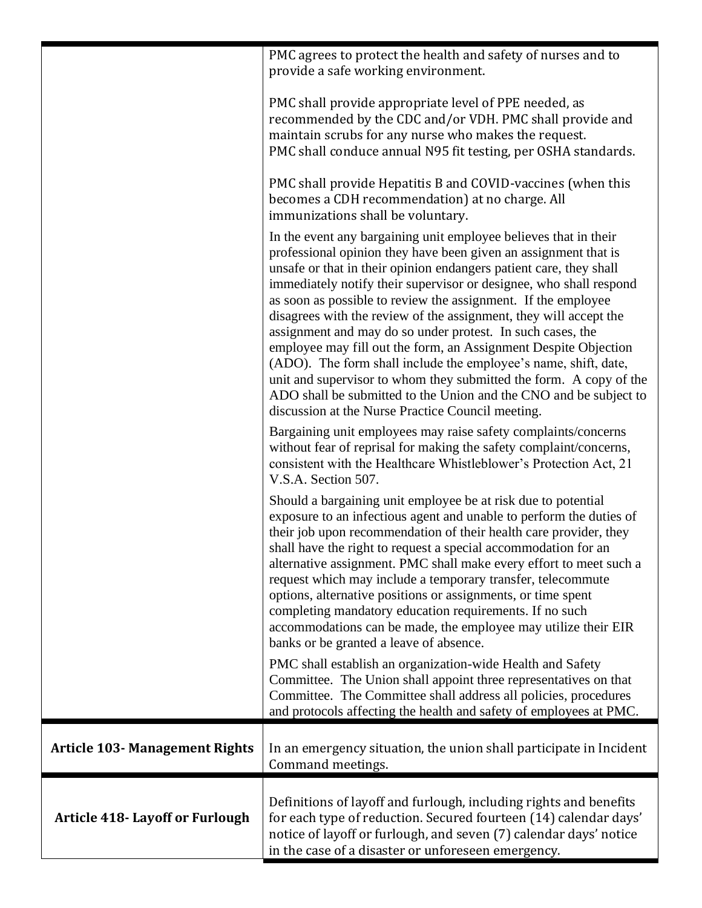| | |
|---|---|
| | PMC agrees to protect the health and safety of nurses and to provide a safe working environment.<br><br>PMC shall provide appropriate level of PPE needed, as recommended by the CDC and/or VDH. PMC shall provide and maintain scrubs for any nurse who makes the request.<br>PMC shall conduce annual N95 fit testing, per OSHA standards.<br><br>PMC shall provide Hepatitis B and COVID-vaccines (when this becomes a CDH recommendation) at no charge. All immunizations shall be voluntary.<br><br>In the event any bargaining unit employee believes that in their professional opinion they have been given an assignment that is unsafe or that in their opinion endangers patient care, they shall immediately notify their supervisor or designee, who shall respond as soon as possible to review the assignment. If the employee disagrees with the review of the assignment, they will accept the assignment and may do so under protest. In such cases, the employee may fill out the form, an Assignment Despite Objection (ADO). The form shall include the employee's name, shift, date, unit and supervisor to whom they submitted the form. A copy of the ADO shall be submitted to the Union and the CNO and be subject to discussion at the Nurse Practice Council meeting.<br><br>Bargaining unit employees may raise safety complaints/concerns without fear of reprisal for making the safety complaint/concerns, consistent with the Healthcare Whistleblower's Protection Act, 21 V.S.A. Section 507.<br><br>Should a bargaining unit employee be at risk due to potential exposure to an infectious agent and unable to perform the duties of their job upon recommendation of their health care provider, they shall have the right to request a special accommodation for an alternative assignment. PMC shall make every effort to meet such a request which may include a temporary transfer, telecommute options, alternative positions or assignments, or time spent completing mandatory education requirements. If no such accommodations can be made, the employee may utilize their EIR banks or be granted a leave of absence.<br><br>PMC shall establish an organization-wide Health and Safety Committee. The Union shall appoint three representatives on that Committee. The Committee shall address all policies, procedures and protocols affecting the health and safety of employees at PMC. |
| **Article 103- Management Rights** | In an emergency situation, the union shall participate in Incident Command meetings. |
| **Article 418- Layoff or Furlough** | Definitions of layoff and furlough, including rights and benefits for each type of reduction. Secured fourteen (14) calendar days' notice of layoff or furlough, and seven (7) calendar days' notice in the case of a disaster or unforeseen emergency. |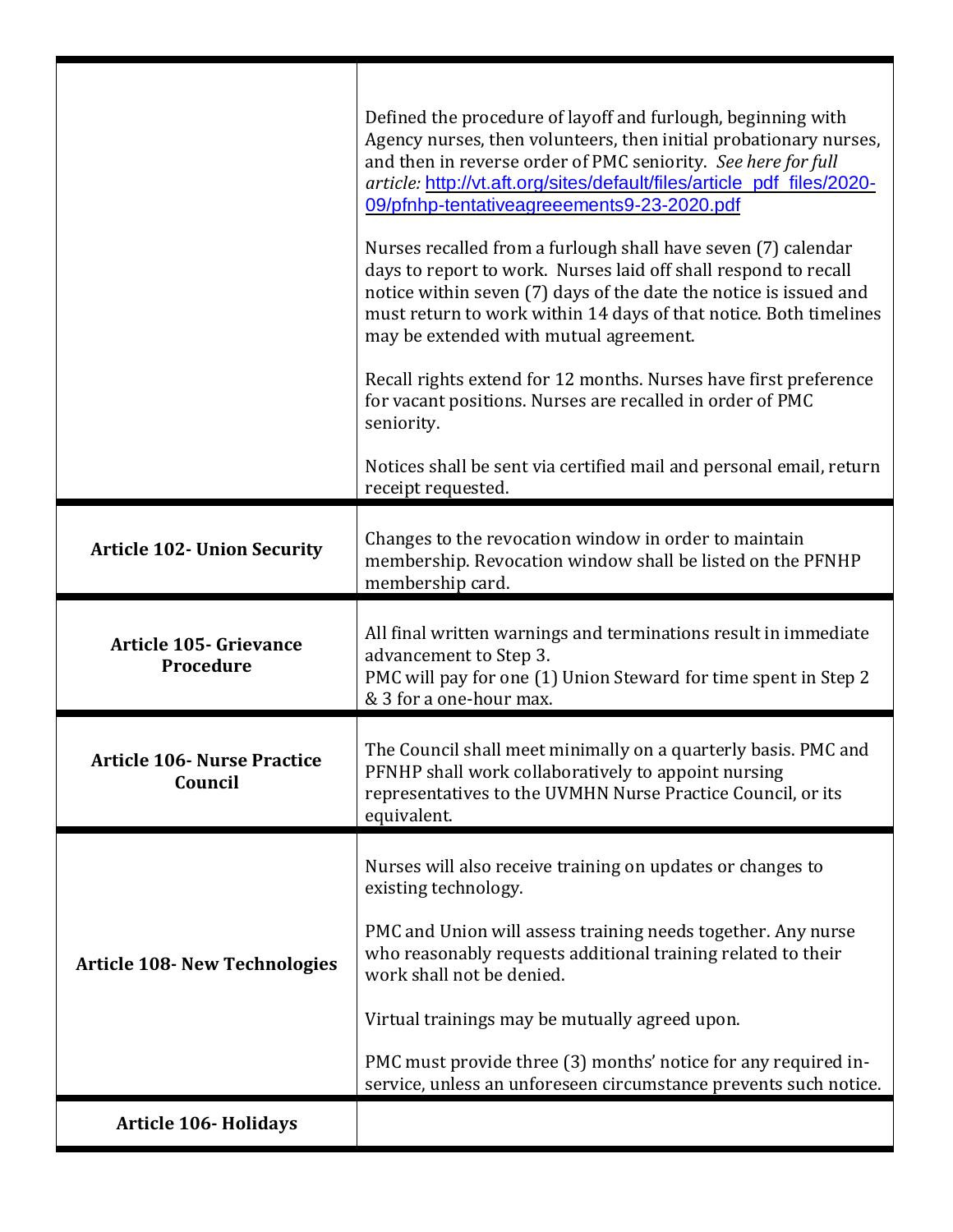| | |
|---|---|
| | Defined the procedure of layoff and furlough, beginning with Agency nurses, then volunteers, then initial probationary nurses, and then in reverse order of PMC seniority. *See here for full article:* http://vt.aft.org/sites/default/files/article_pdf_files/2020-09/pfnhp-tentativeagreeements9-23-2020.pdf<br><br>Nurses recalled from a furlough shall have seven (7) calendar days to report to work. Nurses laid off shall respond to recall notice within seven (7) days of the date the notice is issued and must return to work within 14 days of that notice. Both timelines may be extended with mutual agreement.<br><br>Recall rights extend for 12 months. Nurses have first preference for vacant positions. Nurses are recalled in order of PMC seniority.<br><br>Notices shall be sent via certified mail and personal email, return receipt requested. |
| **Article 102- Union Security** | Changes to the revocation window in order to maintain membership. Revocation window shall be listed on the PFNHP membership card. |
| **Article 105- Grievance Procedure** | All final written warnings and terminations result in immediate advancement to Step 3.<br>PMC will pay for one (1) Union Steward for time spent in Step 2 & 3 for a one-hour max. |
| **Article 106- Nurse Practice Council** | The Council shall meet minimally on a quarterly basis. PMC and PFNHP shall work collaboratively to appoint nursing representatives to the UVMHN Nurse Practice Council, or its equivalent. |
| **Article 108- New Technologies** | Nurses will also receive training on updates or changes to existing technology.<br><br>PMC and Union will assess training needs together. Any nurse who reasonably requests additional training related to their work shall not be denied.<br><br>Virtual trainings may be mutually agreed upon.<br><br>PMC must provide three (3) months' notice for any required in-service, unless an unforeseen circumstance prevents such notice. |
| **Article 106- Holidays** | |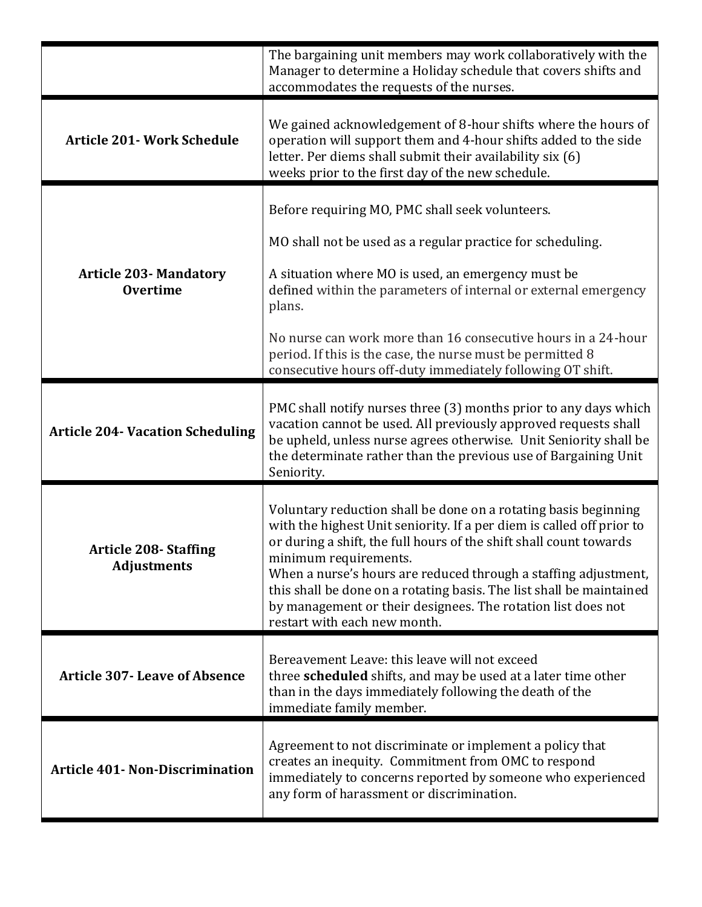| | |
|---|---|
| | The bargaining unit members may work collaboratively with the Manager to determine a Holiday schedule that covers shifts and accommodates the requests of the nurses. |
| **Article 201- Work Schedule** | We gained acknowledgement of 8-hour shifts where the hours of operation will support them and 4-hour shifts added to the side letter. Per diems shall submit their availability six (6) weeks prior to the first day of the new schedule. |
| **Article 203- Mandatory Overtime** | Before requiring MO, PMC shall seek volunteers.<br><br>MO shall not be used as a regular practice for scheduling.<br><br>A situation where MO is used, an emergency must be defined within the parameters of internal or external emergency plans.<br><br>No nurse can work more than 16 consecutive hours in a 24-hour period. If this is the case, the nurse must be permitted 8 consecutive hours off-duty immediately following OT shift. |
| **Article 204- Vacation Scheduling** | PMC shall notify nurses three (3) months prior to any days which vacation cannot be used. All previously approved requests shall be upheld, unless nurse agrees otherwise. Unit Seniority shall be the determinate rather than the previous use of Bargaining Unit Seniority. |
| **Article 208- Staffing Adjustments** | Voluntary reduction shall be done on a rotating basis beginning with the highest Unit seniority. If a per diem is called off prior to or during a shift, the full hours of the shift shall count towards minimum requirements.<br>When a nurse's hours are reduced through a staffing adjustment, this shall be done on a rotating basis. The list shall be maintained by management or their designees. The rotation list does not restart with each new month. |
| **Article 307- Leave of Absence** | Bereavement Leave: this leave will not exceed three **scheduled** shifts, and may be used at a later time other than in the days immediately following the death of the immediate family member. |
| **Article 401- Non-Discrimination** | Agreement to not discriminate or implement a policy that creates an inequity. Commitment from OMC to respond immediately to concerns reported by someone who experienced any form of harassment or discrimination. |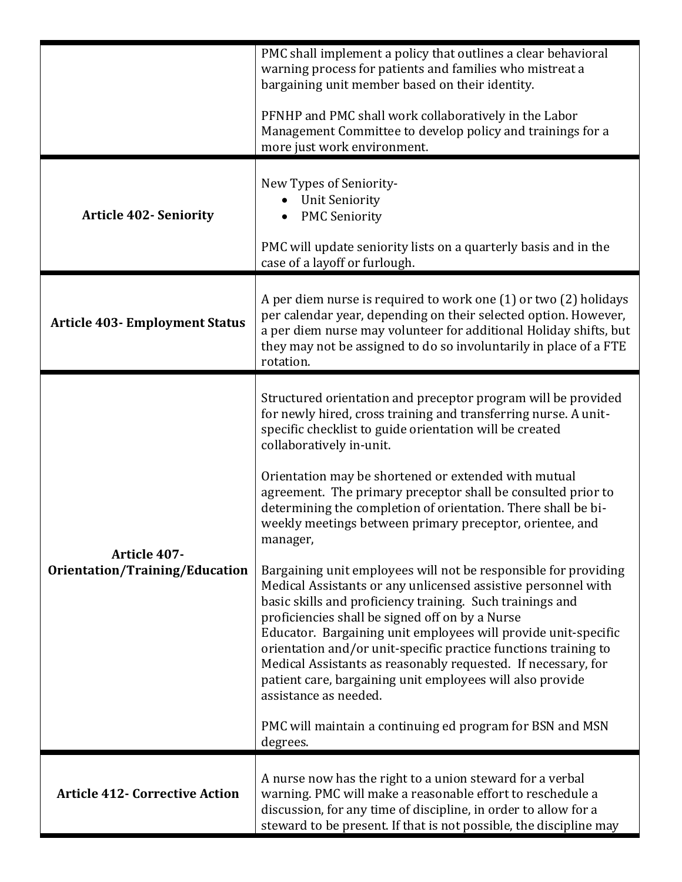| | |
|---|---|
| | PMC shall implement a policy that outlines a clear behavioral warning process for patients and families who mistreat a bargaining unit member based on their identity.<br><br>PFNHP and PMC shall work collaboratively in the Labor Management Committee to develop policy and trainings for a more just work environment. |
| **Article 402- Seniority** | New Types of Seniority-<br>• Unit Seniority<br>• PMC Seniority<br><br>PMC will update seniority lists on a quarterly basis and in the case of a layoff or furlough. |
| **Article 403- Employment Status** | A per diem nurse is required to work one (1) or two (2) holidays per calendar year, depending on their selected option. However, a per diem nurse may volunteer for additional Holiday shifts, but they may not be assigned to do so involuntarily in place of a FTE rotation. |
| **Article 407- Orientation/Training/Education** | Structured orientation and preceptor program will be provided for newly hired, cross training and transferring nurse. A unit-specific checklist to guide orientation will be created collaboratively in-unit.<br><br>Orientation may be shortened or extended with mutual agreement. The primary preceptor shall be consulted prior to determining the completion of orientation. There shall be bi-weekly meetings between primary preceptor, orientee, and manager,<br><br>Bargaining unit employees will not be responsible for providing Medical Assistants or any unlicensed assistive personnel with basic skills and proficiency training. Such trainings and proficiencies shall be signed off on by a Nurse Educator. Bargaining unit employees will provide unit-specific orientation and/or unit-specific practice functions training to Medical Assistants as reasonably requested. If necessary, for patient care, bargaining unit employees will also provide assistance as needed.<br><br>PMC will maintain a continuing ed program for BSN and MSN degrees. |
| **Article 412- Corrective Action** | A nurse now has the right to a union steward for a verbal warning. PMC will make a reasonable effort to reschedule a discussion, for any time of discipline, in order to allow for a steward to be present. If that is not possible, the discipline may |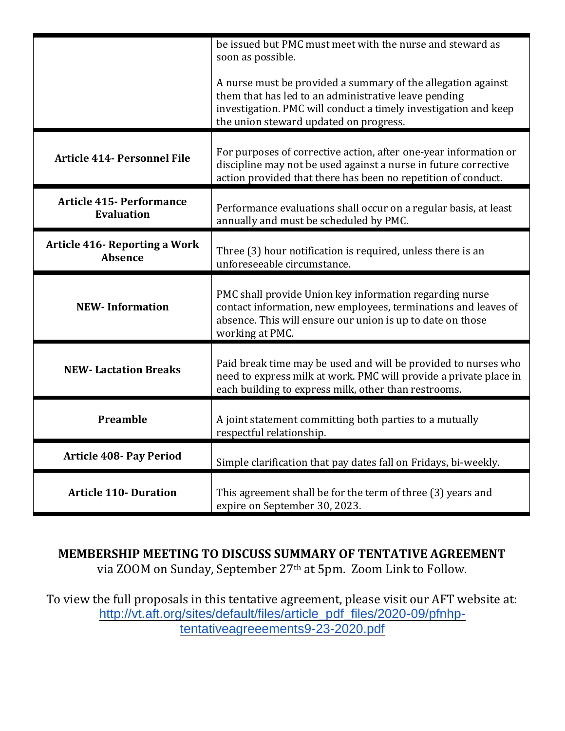| | |
|---|---|
| | be issued but PMC must meet with the nurse and steward as soon as possible.<br><br>A nurse must be provided a summary of the allegation against them that has led to an administrative leave pending investigation. PMC will conduct a timely investigation and keep the union steward updated on progress. |
| **Article 414- Personnel File** | For purposes of corrective action, after one-year information or discipline may not be used against a nurse in future corrective action provided that there has been no repetition of conduct. |
| **Article 415- Performance Evaluation** | Performance evaluations shall occur on a regular basis, at least annually and must be scheduled by PMC. |
| **Article 416- Reporting a Work Absence** | Three (3) hour notification is required, unless there is an unforeseeable circumstance. |
| **NEW- Information** | PMC shall provide Union key information regarding nurse contact information, new employees, terminations and leaves of absence. This will ensure our union is up to date on those working at PMC. |
| **NEW- Lactation Breaks** | Paid break time may be used and will be provided to nurses who need to express milk at work. PMC will provide a private place in each building to express milk, other than restrooms. |
| **Preamble** | A joint statement committing both parties to a mutually respectful relationship. |
| **Article 408- Pay Period** | Simple clarification that pay dates fall on Fridays, bi-weekly. |
| **Article 110- Duration** | This agreement shall be for the term of three (3) years and expire on September 30, 2023. |

**MEMBERSHIP MEETING TO DISCUSS SUMMARY OF TENTATIVE AGREEMENT**
via ZOOM on Sunday, September 27th at 5pm. Zoom Link to Follow.

To view the full proposals in this tentative agreement, please visit our AFT website at:
http://vt.aft.org/sites/default/files/article_pdf_files/2020-09/pfnhp-tentativeagreeements9-23-2020.pdf